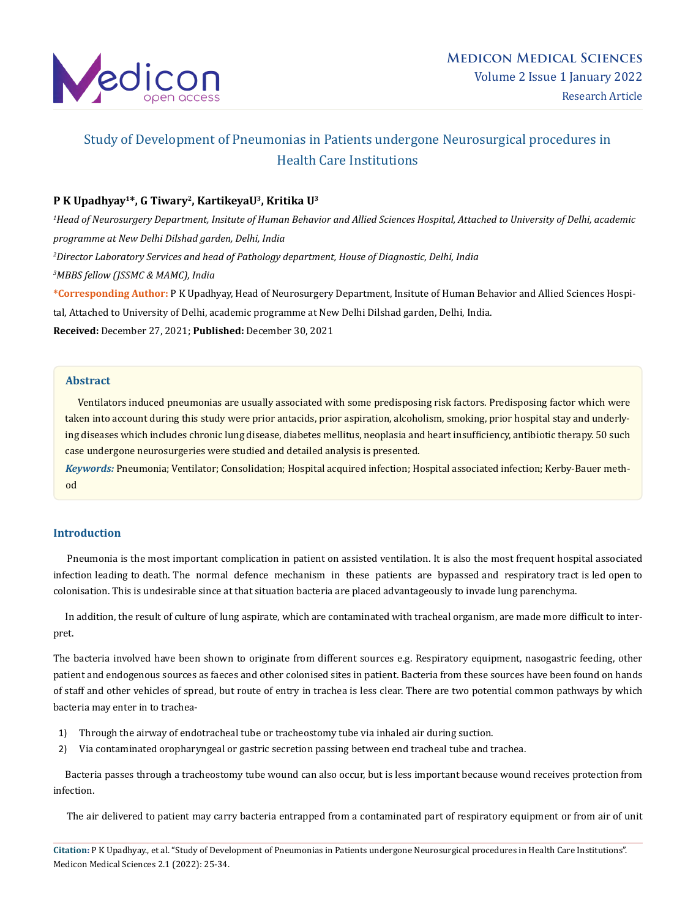# Study of Development of Pneumonias in Patients undergone Neurosurgical procedures in Health Care Institutions

**P K Upadhyay[1]\*, G Tiwary[2], KartikeyaU[3], Kritika U[3]**

*[1]Head of Neurosurgery Department, Insitute of Human Behavior and Allied Sciences Hospital, Attached to University of Delhi, academic programme at New Delhi Dilshad garden, Delhi, India*

*[2]Director Laboratory Services and head of Pathology department, House of Diagnostic, Delhi, India*

*[3]MBBS fellow (JSSMC & MAMC), India*

**\*Corresponding Author:** P K Upadhyay, Head of Neurosurgery Department, Insitute of Human Behavior and Allied Sciences Hospital, Attached to University of Delhi, academic programme at New Delhi Dilshad garden, Delhi, India.

**Received:** December 27, 2021; **Published:** December 30, 2021

## Abstract

Ventilators induced pneumonias are usually associated with some predisposing risk factors. Predisposing factor which were taken into account during this study were prior antacids, prior aspiration, alcoholism, smoking, prior hospital stay and underlying diseases which includes chronic lung disease, diabetes mellitus, neoplasia and heart insufficiency, antibiotic therapy. 50 such case undergone neurosurgeries were studied and detailed analysis is presented.

***Keywords:*** Pneumonia; Ventilator; Consolidation; Hospital acquired infection; Hospital associated infection; Kerby-Bauer method

## Introduction

Pneumonia is the most important complication in patient on assisted ventilation. It is also the most frequent hospital associated infection leading to death. The normal defence mechanism in these patients are bypassed and respiratory tract is led open to colonisation. This is undesirable since at that situation bacteria are placed advantageously to invade lung parenchyma.

In addition, the result of culture of lung aspirate, which are contaminated with tracheal organism, are made more difficult to interpret.

The bacteria involved have been shown to originate from different sources e.g. Respiratory equipment, nasogastric feeding, other patient and endogenous sources as faeces and other colonised sites in patient. Bacteria from these sources have been found on hands of staff and other vehicles of spread, but route of entry in trachea is less clear. There are two potential common pathways by which bacteria may enter in to trachea-

1) Through the airway of endotracheal tube or tracheostomy tube via inhaled air during suction.
2) Via contaminated oropharyngeal or gastric secretion passing between end tracheal tube and trachea.

Bacteria passes through a tracheostomy tube wound can also occur, but is less important because wound receives protection from infection.

The air delivered to patient may carry bacteria entrapped from a contaminated part of respiratory equipment or from air of unit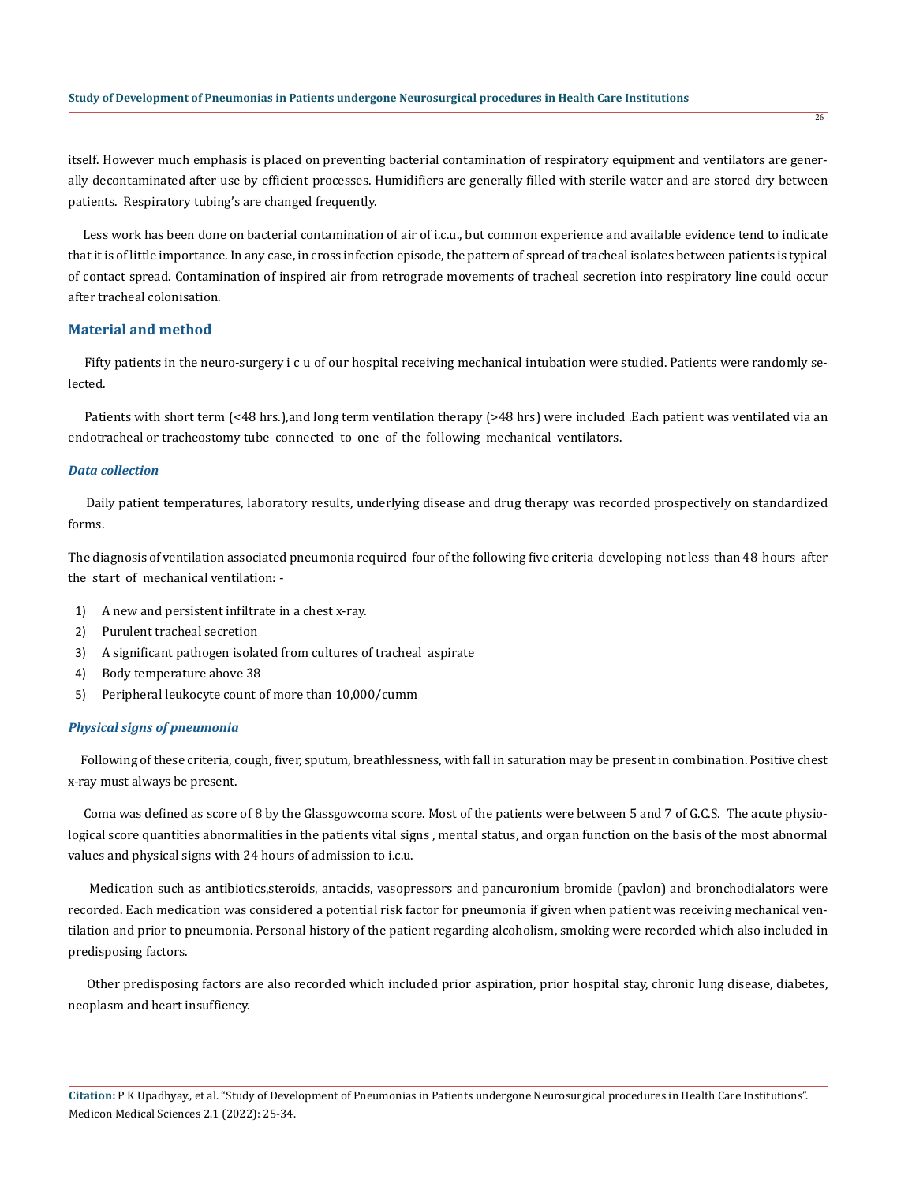itself. However much emphasis is placed on preventing bacterial contamination of respiratory equipment and ventilators are generally decontaminated after use by efficient processes. Humidifiers are generally filled with sterile water and are stored dry between patients. Respiratory tubing's are changed frequently.

Less work has been done on bacterial contamination of air of i.c.u., but common experience and available evidence tend to indicate that it is of little importance. In any case, in cross infection episode, the pattern of spread of tracheal isolates between patients is typical of contact spread. Contamination of inspired air from retrograde movements of tracheal secretion into respiratory line could occur after tracheal colonisation.

## Material and method

Fifty patients in the neuro-surgery i c u of our hospital receiving mechanical intubation were studied. Patients were randomly selected.

Patients with short term (<48 hrs.),and long term ventilation therapy (>48 hrs) were included .Each patient was ventilated via an endotracheal or tracheostomy tube connected to one of the following mechanical ventilators.

### *Data collection*

Daily patient temperatures, laboratory results, underlying disease and drug therapy was recorded prospectively on standardized forms.

The diagnosis of ventilation associated pneumonia required four of the following five criteria developing not less than 48 hours after the start of mechanical ventilation: -

1) A new and persistent infiltrate in a chest x-ray.
2) Purulent tracheal secretion
3) A significant pathogen isolated from cultures of tracheal aspirate
4) Body temperature above 38
5) Peripheral leukocyte count of more than 10,000/cumm

### *Physical signs of pneumonia*

Following of these criteria, cough, fiver, sputum, breathlessness, with fall in saturation may be present in combination. Positive chest x-ray must always be present.

Coma was defined as score of 8 by the Glassgowcoma score. Most of the patients were between 5 and 7 of G.C.S. The acute physiological score quantities abnormalities in the patients vital signs , mental status, and organ function on the basis of the most abnormal values and physical signs with 24 hours of admission to i.c.u.

Medication such as antibiotics,steroids, antacids, vasopressors and pancuronium bromide (pavlon) and bronchodialators were recorded. Each medication was considered a potential risk factor for pneumonia if given when patient was receiving mechanical ventilation and prior to pneumonia. Personal history of the patient regarding alcoholism, smoking were recorded which also included in predisposing factors.

Other predisposing factors are also recorded which included prior aspiration, prior hospital stay, chronic lung disease, diabetes, neoplasm and heart insuffiency.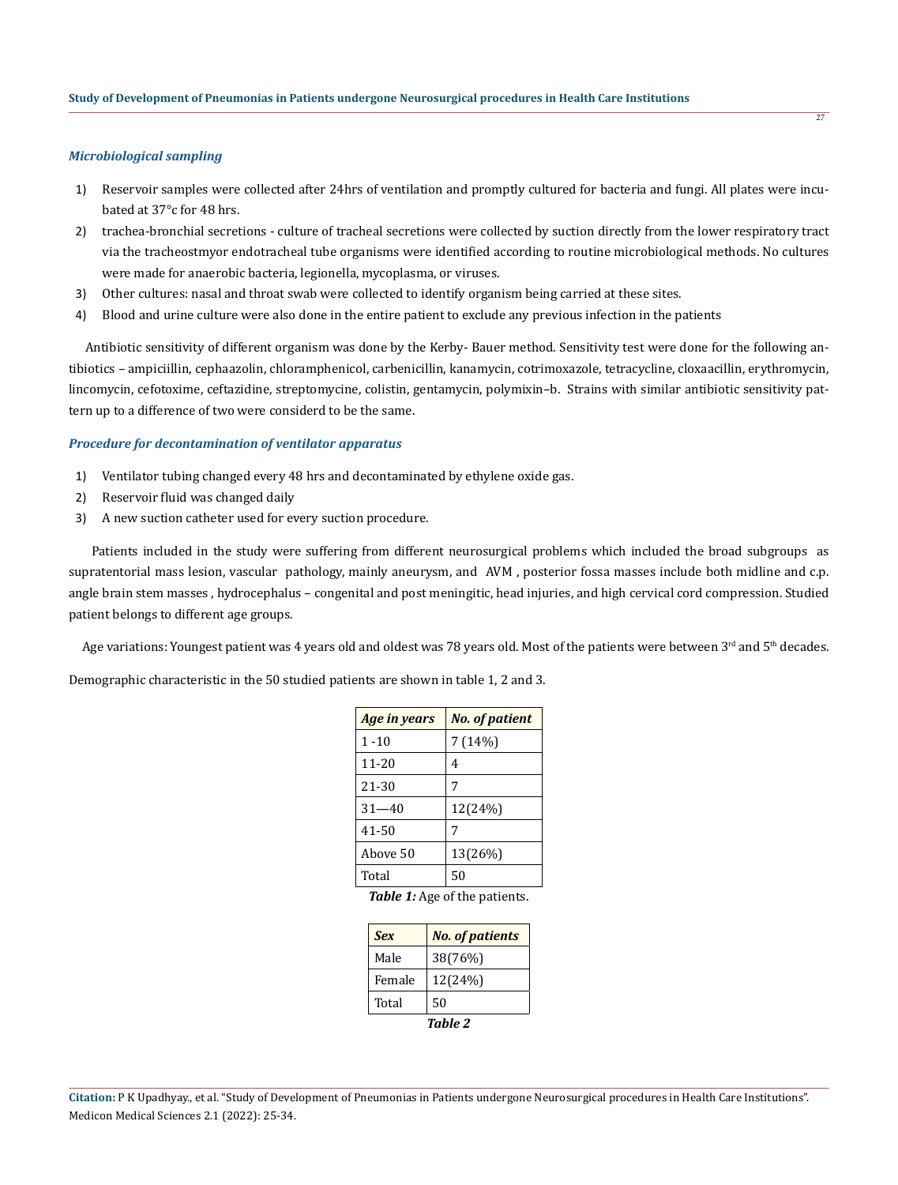### *Microbiological sampling*

1) Reservoir samples were collected after 24hrs of ventilation and promptly cultured for bacteria and fungi. All plates were incubated at 37°c for 48 hrs.
2) trachea-bronchial secretions - culture of tracheal secretions were collected by suction directly from the lower respiratory tract via the tracheostmyor endotracheal tube organisms were identified according to routine microbiological methods. No cultures were made for anaerobic bacteria, legionella, mycoplasma, or viruses.
3) Other cultures: nasal and throat swab were collected to identify organism being carried at these sites.
4) Blood and urine culture were also done in the entire patient to exclude any previous infection in the patients

Antibiotic sensitivity of different organism was done by the Kerby- Bauer method. Sensitivity test were done for the following antibiotics – ampiciillin, cephaazolin, chloramphenicol, carbenicillin, kanamycin, cotrimoxazole, tetracycline, cloxaacillin, erythromycin, lincomycin, cefotoxime, ceftazidine, streptomycine, colistin, gentamycin, polymixin–b. Strains with similar antibiotic sensitivity pattern up to a difference of two were considerd to be the same.

### *Procedure for decontamination of ventilator apparatus*

1) Ventilator tubing changed every 48 hrs and decontaminated by ethylene oxide gas.
2) Reservoir fluid was changed daily
3) A new suction catheter used for every suction procedure.

Patients included in the study were suffering from different neurosurgical problems which included the broad subgroups as supratentorial mass lesion, vascular pathology, mainly aneurysm, and AVM , posterior fossa masses include both midline and c.p. angle brain stem masses , hydrocephalus – congenital and post meningitic, head injuries, and high cervical cord compression. Studied patient belongs to different age groups.

Age variations: Youngest patient was 4 years old and oldest was 78 years old. Most of the patients were between 3rd and 5th decades.

Demographic characteristic in the 50 studied patients are shown in table 1, 2 and 3.

| *Age in years* | *No. of patient* |
|---|---|
| 1 -10 | 7 (14%) |
| 11-20 | 4 |
| 21-30 | 7 |
| 31—40 | 12(24%) |
| 41-50 | 7 |
| Above 50 | 13(26%) |
| Total | 50 |

***Table 1:*** Age of the patients.

| *Sex* | *No. of patients* |
|---|---|
| Male | 38(76%) |
| Female | 12(24%) |
| Total | 50 |

***Table 2***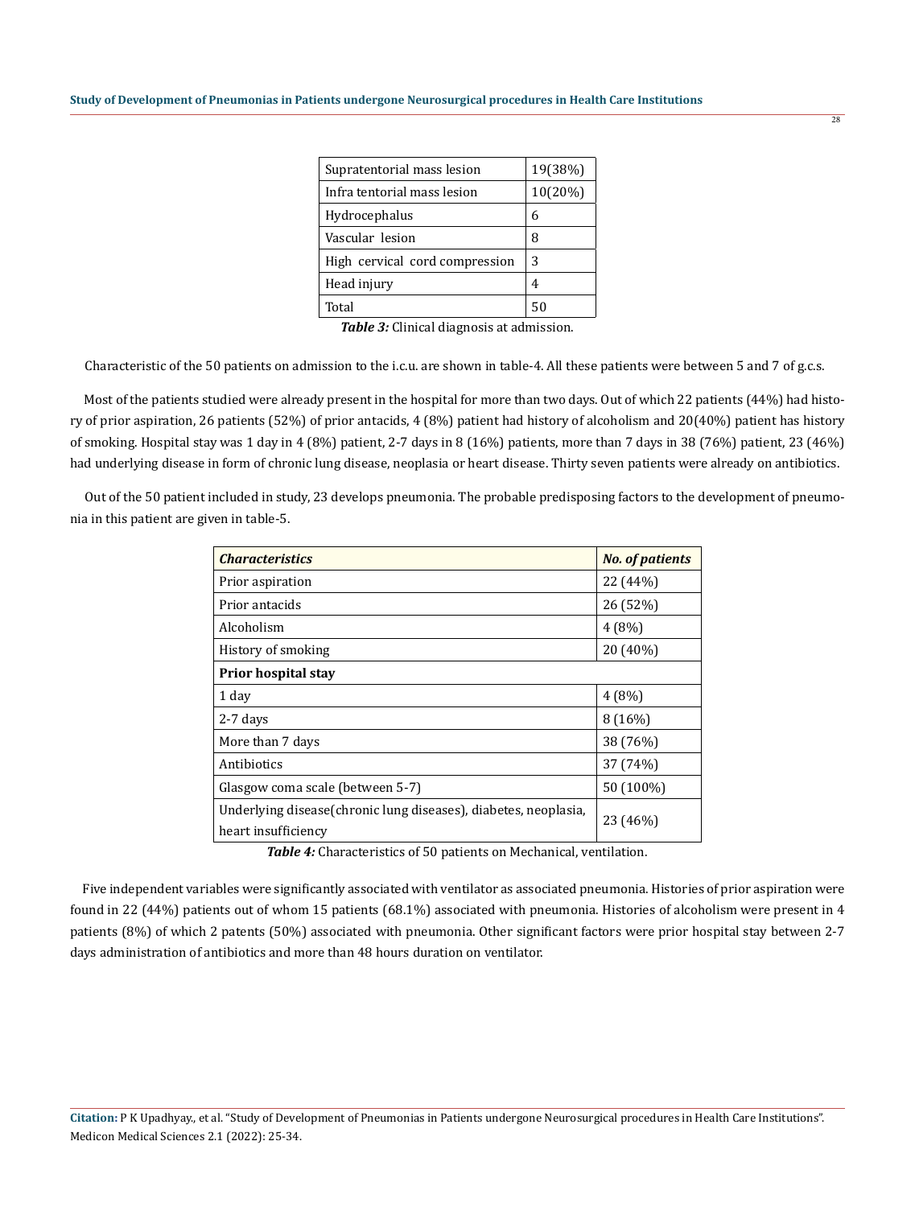| Supratentorial mass lesion | 19(38%) |
|---|---|
| Infra tentorial mass lesion | 10(20%) |
| Hydrocephalus | 6 |
| Vascular lesion | 8 |
| High cervical cord compression | 3 |
| Head injury | 4 |
| Total | 50 |

***Table 3:*** Clinical diagnosis at admission.

Characteristic of the 50 patients on admission to the i.c.u. are shown in table-4. All these patients were between 5 and 7 of g.c.s.

Most of the patients studied were already present in the hospital for more than two days. Out of which 22 patients (44%) had history of prior aspiration, 26 patients (52%) of prior antacids, 4 (8%) patient had history of alcoholism and 20(40%) patient has history of smoking. Hospital stay was 1 day in 4 (8%) patient, 2-7 days in 8 (16%) patients, more than 7 days in 38 (76%) patient, 23 (46%) had underlying disease in form of chronic lung disease, neoplasia or heart disease. Thirty seven patients were already on antibiotics.

Out of the 50 patient included in study, 23 develops pneumonia. The probable predisposing factors to the development of pneumonia in this patient are given in table-5.

| ***Characteristics*** | ***No. of patients*** |
|---|---|
| Prior aspiration | 22 (44%) |
| Prior antacids | 26 (52%) |
| Alcoholism | 4 (8%) |
| History of smoking | 20 (40%) |
| **Prior hospital stay** | |
| 1 day | 4 (8%) |
| 2-7 days | 8 (16%) |
| More than 7 days | 38 (76%) |
| Antibiotics | 37 (74%) |
| Glasgow coma scale (between 5-7) | 50 (100%) |
| Underlying disease(chronic lung diseases), diabetes, neoplasia, heart insufficiency | 23 (46%) |

***Table 4:*** Characteristics of 50 patients on Mechanical, ventilation.

Five independent variables were significantly associated with ventilator as associated pneumonia. Histories of prior aspiration were found in 22 (44%) patients out of whom 15 patients (68.1%) associated with pneumonia. Histories of alcoholism were present in 4 patients (8%) of which 2 patents (50%) associated with pneumonia. Other significant factors were prior hospital stay between 2-7 days administration of antibiotics and more than 48 hours duration on ventilator.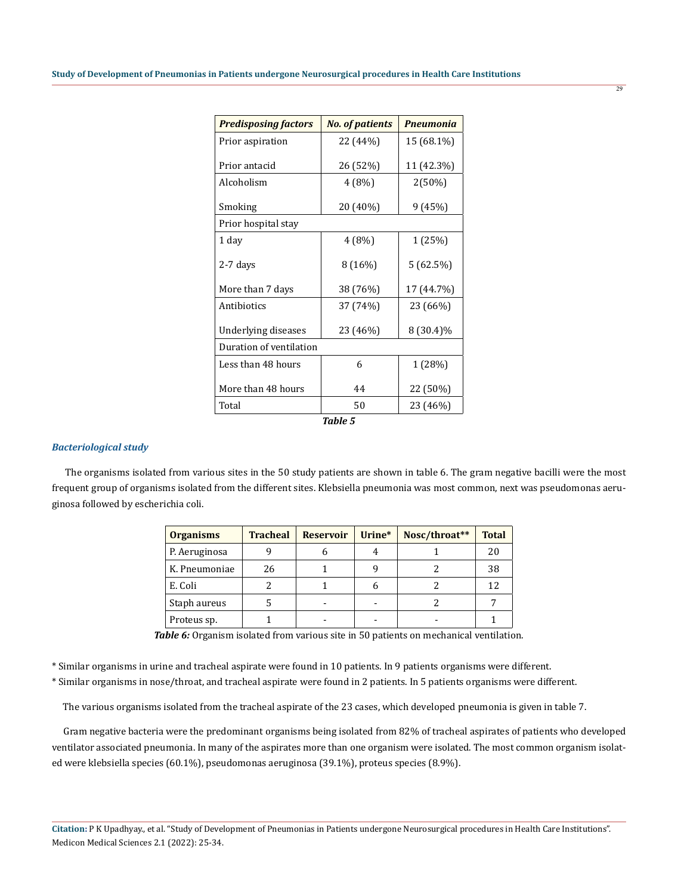| *Predisposing factors* | *No. of patients* | *Pneumonia* |
|---|---|---|
| Prior aspiration | 22 (44%) | 15 (68.1%) |
| Prior antacid | 26 (52%) | 11 (42.3%) |
| Alcoholism | 4 (8%) | 2(50%) |
| Smoking | 20 (40%) | 9 (45%) |
| Prior hospital stay | | |
| 1 day | 4 (8%) | 1 (25%) |
| 2-7 days | 8 (16%) | 5 (62.5%) |
| More than 7 days | 38 (76%) | 17 (44.7%) |
| Antibiotics | 37 (74%) | 23 (66%) |
| Underlying diseases | 23 (46%) | 8 (30.4)% |
| Duration of ventilation | | |
| Less than 48 hours | 6 | 1 (28%) |
| More than 48 hours | 44 | 22 (50%) |
| Total | 50 | 23 (46%) |

***Table 5***

### *Bacteriological study*

The organisms isolated from various sites in the 50 study patients are shown in table 6. The gram negative bacilli were the most frequent group of organisms isolated from the different sites. Klebsiella pneumonia was most common, next was pseudomonas aeruginosa followed by escherichia coli.

| Organisms | Tracheal | Reservoir | Urine* | Nosc/throat** | Total |
|---|---|---|---|---|---|
| P. Aeruginosa | 9 | 6 | 4 | 1 | 20 |
| K. Pneumoniae | 26 | 1 | 9 | 2 | 38 |
| E. Coli | 2 | 1 | 6 | 2 | 12 |
| Staph aureus | 5 | - | - | 2 | 7 |
| Proteus sp. | 1 | - | - | - | 1 |

***Table 6:*** Organism isolated from various site in 50 patients on mechanical ventilation.

* Similar organisms in urine and tracheal aspirate were found in 10 patients. In 9 patients organisms were different.

* Similar organisms in nose/throat, and tracheal aspirate were found in 2 patients. In 5 patients organisms were different.

The various organisms isolated from the tracheal aspirate of the 23 cases, which developed pneumonia is given in table 7.

Gram negative bacteria were the predominant organisms being isolated from 82% of tracheal aspirates of patients who developed ventilator associated pneumonia. In many of the aspirates more than one organism were isolated. The most common organism isolated were klebsiella species (60.1%), pseudomonas aeruginosa (39.1%), proteus species (8.9%).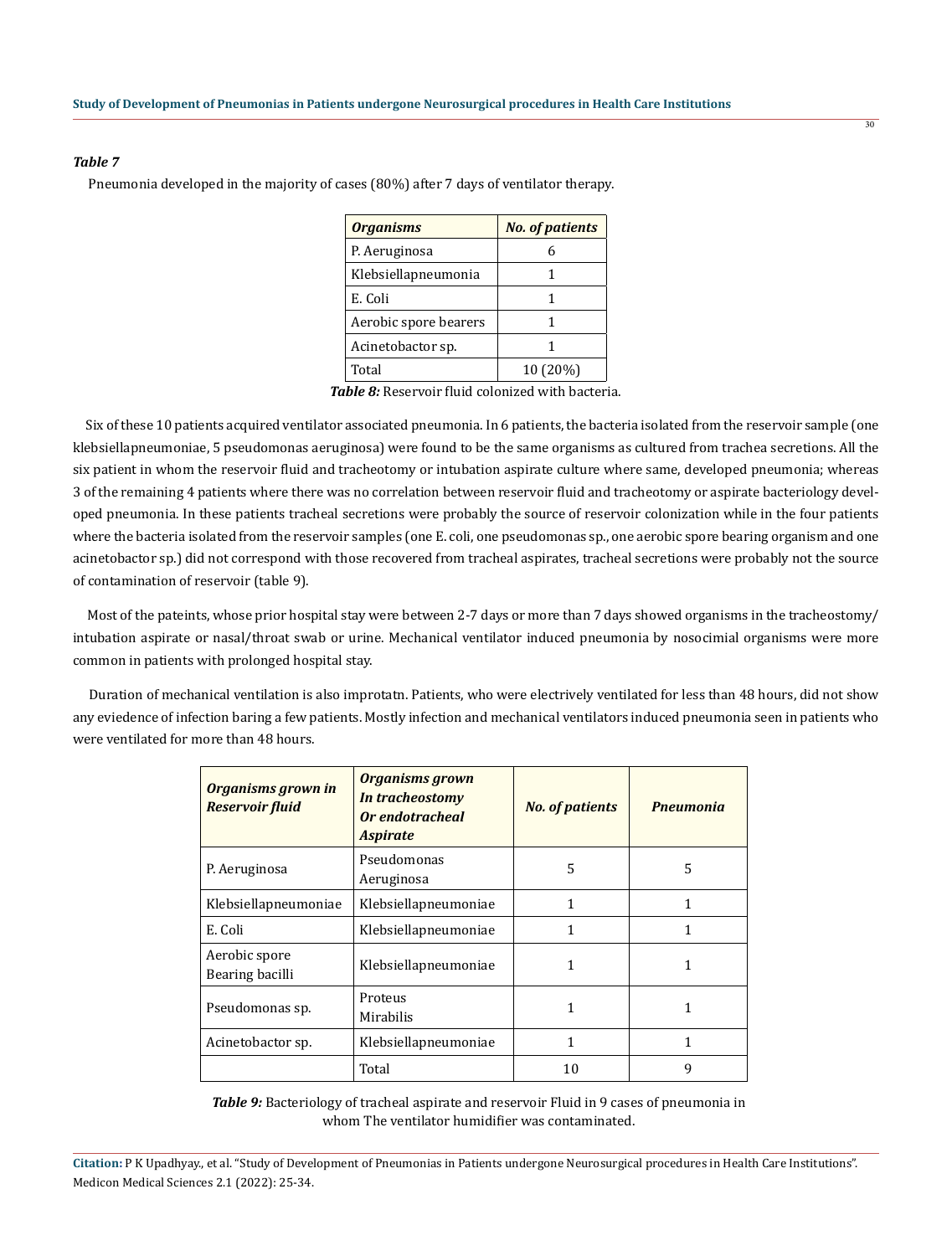***Table 7***

Pneumonia developed in the majority of cases (80%) after 7 days of ventilator therapy.

| *Organisms* | *No. of patients* |
|---|---|
| P. Aeruginosa | 6 |
| Klebsiellapneumonia | 1 |
| E. Coli | 1 |
| Aerobic spore bearers | 1 |
| Acinetobactor sp. | 1 |
| Total | 10 (20%) |

***Table 8:*** Reservoir fluid colonized with bacteria.

Six of these 10 patients acquired ventilator associated pneumonia. In 6 patients, the bacteria isolated from the reservoir sample (one klebsiellapneumoniae, 5 pseudomonas aeruginosa) were found to be the same organisms as cultured from trachea secretions. All the six patient in whom the reservoir fluid and tracheotomy or intubation aspirate culture where same, developed pneumonia; whereas 3 of the remaining 4 patients where there was no correlation between reservoir fluid and tracheotomy or aspirate bacteriology developed pneumonia. In these patients tracheal secretions were probably the source of reservoir colonization while in the four patients where the bacteria isolated from the reservoir samples (one E. coli, one pseudomonas sp., one aerobic spore bearing organism and one acinetobactor sp.) did not correspond with those recovered from tracheal aspirates, tracheal secretions were probably not the source of contamination of reservoir (table 9).

Most of the pateints, whose prior hospital stay were between 2-7 days or more than 7 days showed organisms in the tracheostomy/intubation aspirate or nasal/throat swab or urine. Mechanical ventilator induced pneumonia by nosocimial organisms were more common in patients with prolonged hospital stay.

Duration of mechanical ventilation is also improtatn. Patients, who were electrively ventilated for less than 48 hours, did not show any eviedence of infection baring a few patients. Mostly infection and mechanical ventilators induced pneumonia seen in patients who were ventilated for more than 48 hours.

| *Organisms grown in Reservoir fluid* | *Organisms grown In tracheostomy Or endotracheal Aspirate* | *No. of patients* | *Pneumonia* |
|---|---|---|---|
| P. Aeruginosa | Pseudomonas Aeruginosa | 5 | 5 |
| Klebsiellapneumoniae | Klebsiellapneumoniae | 1 | 1 |
| E. Coli | Klebsiellapneumoniae | 1 | 1 |
| Aerobic spore Bearing bacilli | Klebsiellapneumoniae | 1 | 1 |
| Pseudomonas sp. | Proteus Mirabilis | 1 | 1 |
| Acinetobactor sp. | Klebsiellapneumoniae | 1 | 1 |
| | Total | 10 | 9 |

***Table 9:*** Bacteriology of tracheal aspirate and reservoir Fluid in 9 cases of pneumonia in whom The ventilator humidifier was contaminated.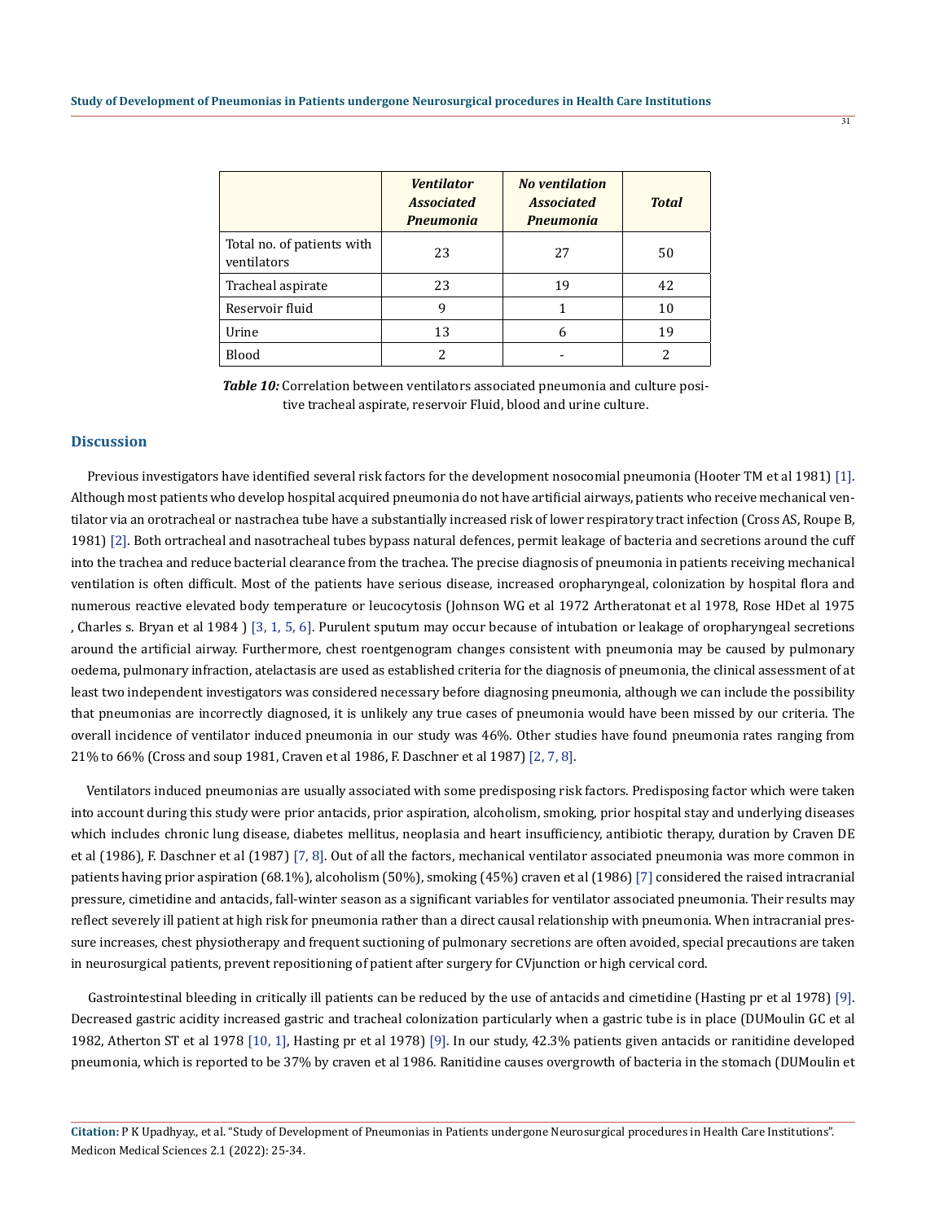| | *Ventilator Associated Pneumonia* | *No ventilation Associated Pneumonia* | *Total* |
|---|---|---|---|
| Total no. of patients with ventilators | 23 | 27 | 50 |
| Tracheal aspirate | 23 | 19 | 42 |
| Reservoir fluid | 9 | 1 | 10 |
| Urine | 13 | 6 | 19 |
| Blood | 2 | - | 2 |

***Table 10:*** Correlation between ventilators associated pneumonia and culture positive tracheal aspirate, reservoir Fluid, blood and urine culture.

## Discussion

Previous investigators have identified several risk factors for the development nosocomial pneumonia (Hooter TM et al 1981) [1]. Although most patients who develop hospital acquired pneumonia do not have artificial airways, patients who receive mechanical ventilator via an orotracheal or nastrachea tube have a substantially increased risk of lower respiratory tract infection (Cross AS, Roupe B, 1981) [2]. Both ortracheal and nasotracheal tubes bypass natural defences, permit leakage of bacteria and secretions around the cuff into the trachea and reduce bacterial clearance from the trachea. The precise diagnosis of pneumonia in patients receiving mechanical ventilation is often difficult. Most of the patients have serious disease, increased oropharyngeal, colonization by hospital flora and numerous reactive elevated body temperature or leucocytosis (Johnson WG et al 1972 Artheratonat et al 1978, Rose HDet al 1975 , Charles s. Bryan et al 1984 ) [3, 1, 5, 6]. Purulent sputum may occur because of intubation or leakage of oropharyngeal secretions around the artificial airway. Furthermore, chest roentgenogram changes consistent with pneumonia may be caused by pulmonary oedema, pulmonary infraction, atelactasis are used as established criteria for the diagnosis of pneumonia, the clinical assessment of at least two independent investigators was considered necessary before diagnosing pneumonia, although we can include the possibility that pneumonias are incorrectly diagnosed, it is unlikely any true cases of pneumonia would have been missed by our criteria. The overall incidence of ventilator induced pneumonia in our study was 46%. Other studies have found pneumonia rates ranging from 21% to 66% (Cross and soup 1981, Craven et al 1986, F. Daschner et al 1987) [2, 7, 8].

Ventilators induced pneumonias are usually associated with some predisposing risk factors. Predisposing factor which were taken into account during this study were prior antacids, prior aspiration, alcoholism, smoking, prior hospital stay and underlying diseases which includes chronic lung disease, diabetes mellitus, neoplasia and heart insufficiency, antibiotic therapy, duration by Craven DE et al (1986), F. Daschner et al (1987) [7, 8]. Out of all the factors, mechanical ventilator associated pneumonia was more common in patients having prior aspiration (68.1%), alcoholism (50%), smoking (45%) craven et al (1986) [7] considered the raised intracranial pressure, cimetidine and antacids, fall-winter season as a significant variables for ventilator associated pneumonia. Their results may reflect severely ill patient at high risk for pneumonia rather than a direct causal relationship with pneumonia. When intracranial pressure increases, chest physiotherapy and frequent suctioning of pulmonary secretions are often avoided, special precautions are taken in neurosurgical patients, prevent repositioning of patient after surgery for CVjunction or high cervical cord.

Gastrointestinal bleeding in critically ill patients can be reduced by the use of antacids and cimetidine (Hasting pr et al 1978) [9]. Decreased gastric acidity increased gastric and tracheal colonization particularly when a gastric tube is in place (DUMoulin GC et al 1982, Atherton ST et al 1978 [10, 1], Hasting pr et al 1978) [9]. In our study, 42.3% patients given antacids or ranitidine developed pneumonia, which is reported to be 37% by craven et al 1986. Ranitidine causes overgrowth of bacteria in the stomach (DUMoulin et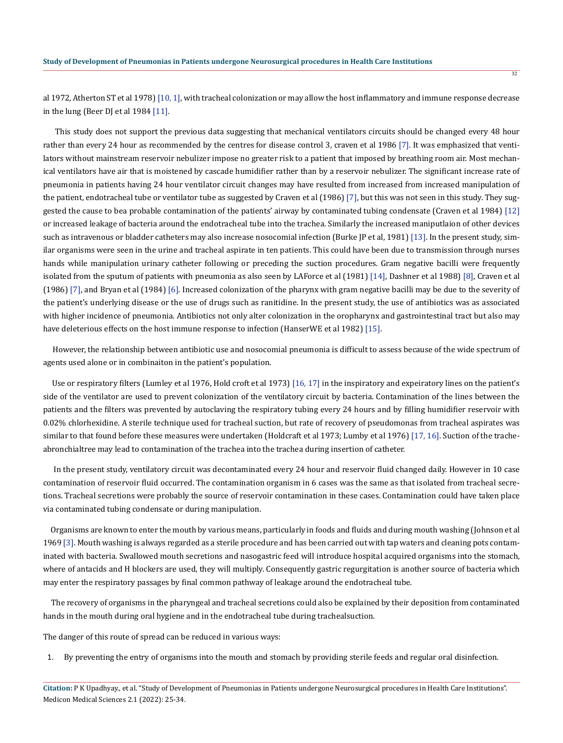al 1972, Atherton ST et al 1978) [10, 1], with tracheal colonization or may allow the host inflammatory and immune response decrease in the lung (Beer DJ et al 1984 [11].

This study does not support the previous data suggesting that mechanical ventilators circuits should be changed every 48 hour rather than every 24 hour as recommended by the centres for disease control 3, craven et al 1986 [7]. It was emphasized that ventilators without mainstream reservoir nebulizer impose no greater risk to a patient that imposed by breathing room air. Most mechanical ventilators have air that is moistened by cascade humidifier rather than by a reservoir nebulizer. The significant increase rate of pneumonia in patients having 24 hour ventilator circuit changes may have resulted from increased from increased manipulation of the patient, endotracheal tube or ventilator tube as suggested by Craven et al (1986) [7], but this was not seen in this study. They suggested the cause to bea probable contamination of the patients' airway by contaminated tubing condensate (Craven et al 1984) [12] or increased leakage of bacteria around the endotracheal tube into the trachea. Similarly the increased maniputlaion of other devices such as intravenous or bladder catheters may also increase nosocomial infection (Burke JP et al, 1981) [13]. In the present study, similar organisms were seen in the urine and tracheal aspirate in ten patients. This could have been due to transmission through nurses hands while manipulation urinary catheter following or preceding the suction procedures. Gram negative bacilli were frequently isolated from the sputum of patients with pneumonia as also seen by LAForce et al (1981) [14], Dashner et al 1988) [8], Craven et al (1986) [7], and Bryan et al (1984) [6]. Increased colonization of the pharynx with gram negative bacilli may be due to the severity of the patient's underlying disease or the use of drugs such as ranitidine. In the present study, the use of antibiotics was as associated with higher incidence of pneumonia. Antibiotics not only alter colonization in the oropharynx and gastrointestinal tract but also may have deleterious effects on the host immune response to infection (HanserWE et al 1982) [15].

However, the relationship between antibiotic use and nosocomial pneumonia is difficult to assess because of the wide spectrum of agents used alone or in combinaiton in the patient's population.

Use or respiratory filters (Lumley et al 1976, Hold croft et al 1973) [16, 17] in the inspiratory and expeiratory lines on the patient's side of the ventilator are used to prevent colonization of the ventilatory circuit by bacteria. Contamination of the lines between the patients and the filters was prevented by autoclaving the respiratory tubing every 24 hours and by filling humidifier reservoir with 0.02% chlorhexidine. A sterile technique used for tracheal suction, but rate of recovery of pseudomonas from tracheal aspirates was similar to that found before these measures were undertaken (Holdcraft et al 1973; Lumby et al 1976) [17, 16]. Suction of the tracheabronchialtree may lead to contamination of the trachea into the trachea during insertion of catheter.

In the present study, ventilatory circuit was decontaminated every 24 hour and reservoir fluid changed daily. However in 10 case contamination of reservoir fluid occurred. The contamination organism in 6 cases was the same as that isolated from tracheal secretions. Tracheal secretions were probably the source of reservoir contamination in these cases. Contamination could have taken place via contaminated tubing condensate or during manipulation.

Organisms are known to enter the mouth by various means, particularly in foods and fluids and during mouth washing (Johnson et al 1969 [3]. Mouth washing is always regarded as a sterile procedure and has been carried out with tap waters and cleaning pots contaminated with bacteria. Swallowed mouth secretions and nasogastric feed will introduce hospital acquired organisms into the stomach, where of antacids and H blockers are used, they will multiply. Consequently gastric regurgitation is another source of bacteria which may enter the respiratory passages by final common pathway of leakage around the endotracheal tube.

The recovery of organisms in the pharyngeal and tracheal secretions could also be explained by their deposition from contaminated hands in the mouth during oral hygiene and in the endotracheal tube during trachealsuction.

The danger of this route of spread can be reduced in various ways:

1. By preventing the entry of organisms into the mouth and stomach by providing sterile feeds and regular oral disinfection.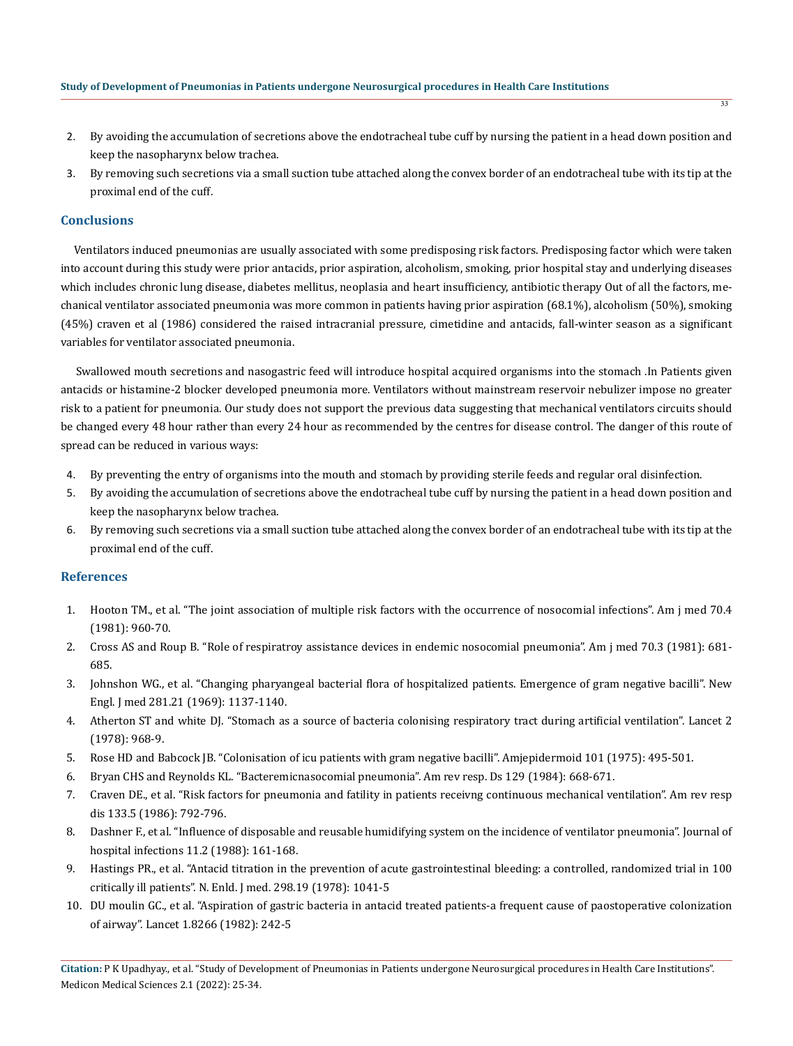2. By avoiding the accumulation of secretions above the endotracheal tube cuff by nursing the patient in a head down position and keep the nasopharynx below trachea.
3. By removing such secretions via a small suction tube attached along the convex border of an endotracheal tube with its tip at the proximal end of the cuff.

## Conclusions

Ventilators induced pneumonias are usually associated with some predisposing risk factors. Predisposing factor which were taken into account during this study were prior antacids, prior aspiration, alcoholism, smoking, prior hospital stay and underlying diseases which includes chronic lung disease, diabetes mellitus, neoplasia and heart insufficiency, antibiotic therapy Out of all the factors, mechanical ventilator associated pneumonia was more common in patients having prior aspiration (68.1%), alcoholism (50%), smoking (45%) craven et al (1986) considered the raised intracranial pressure, cimetidine and antacids, fall-winter season as a significant variables for ventilator associated pneumonia.

Swallowed mouth secretions and nasogastric feed will introduce hospital acquired organisms into the stomach .In Patients given antacids or histamine-2 blocker developed pneumonia more. Ventilators without mainstream reservoir nebulizer impose no greater risk to a patient for pneumonia. Our study does not support the previous data suggesting that mechanical ventilators circuits should be changed every 48 hour rather than every 24 hour as recommended by the centres for disease control. The danger of this route of spread can be reduced in various ways:

4. By preventing the entry of organisms into the mouth and stomach by providing sterile feeds and regular oral disinfection.
5. By avoiding the accumulation of secretions above the endotracheal tube cuff by nursing the patient in a head down position and keep the nasopharynx below trachea.
6. By removing such secretions via a small suction tube attached along the convex border of an endotracheal tube with its tip at the proximal end of the cuff.

## References

1. Hooton TM., et al. "The joint association of multiple risk factors with the occurrence of nosocomial infections". Am j med 70.4 (1981): 960-70.
2. Cross AS and Roup B. "Role of respiratroy assistance devices in endemic nosocomial pneumonia". Am j med 70.3 (1981): 681-685.
3. Johnshon WG., et al. "Changing pharyangeal bacterial flora of hospitalized patients. Emergence of gram negative bacilli". New Engl. J med 281.21 (1969): 1137-1140.
4. Atherton ST and white DJ. "Stomach as a source of bacteria colonising respiratory tract during artificial ventilation". Lancet 2 (1978): 968-9.
5. Rose HD and Babcock JB. "Colonisation of icu patients with gram negative bacilli". Amjepidermoid 101 (1975): 495-501.
6. Bryan CHS and Reynolds KL. "Bacteremicnasocomial pneumonia". Am rev resp. Ds 129 (1984): 668-671.
7. Craven DE., et al. "Risk factors for pneumonia and fatility in patients receivng continuous mechanical ventilation". Am rev resp dis 133.5 (1986): 792-796.
8. Dashner F., et al. "Influence of disposable and reusable humidifying system on the incidence of ventilator pneumonia". Journal of hospital infections 11.2 (1988): 161-168.
9. Hastings PR., et al. "Antacid titration in the prevention of acute gastrointestinal bleeding: a controlled, randomized trial in 100 critically ill patients". N. Enld. J med. 298.19 (1978): 1041-5
10. DU moulin GC., et al. "Aspiration of gastric bacteria in antacid treated patients-a frequent cause of paostoperative colonization of airway". Lancet 1.8266 (1982): 242-5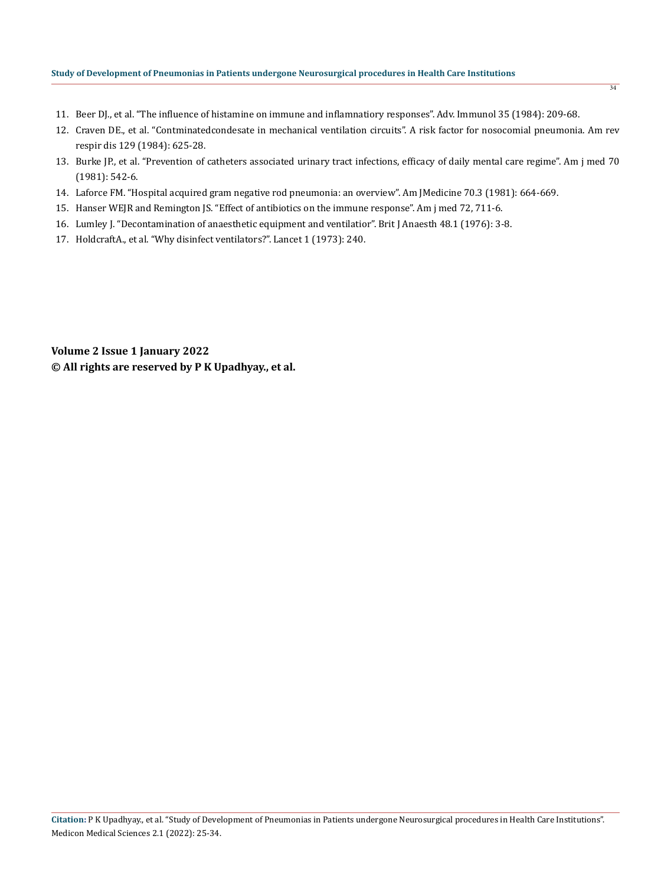11. Beer DJ., et al. “The influence of histamine on immune and inflamnatiory responses”. Adv. Immunol 35 (1984): 209-68.
12. Craven DE., et al. “Contminatedcondesate in mechanical ventilation circuits”. A risk factor for nosocomial pneumonia. Am rev respir dis 129 (1984): 625-28.
13. Burke JP., et al. “Prevention of catheters associated urinary tract infections, efficacy of daily mental care regime”. Am j med 70 (1981): 542-6.
14. Laforce FM. “Hospital acquired gram negative rod pneumonia: an overview”. Am JMedicine 70.3 (1981): 664-669.
15. Hanser WEJR and Remington JS. “Effect of antibiotics on the immune response”. Am j med 72, 711-6.
16. Lumley J. “Decontamination of anaesthetic equipment and ventilatior”. Brit J Anaesth 48.1 (1976): 3-8.
17. HoldcraftA., et al. “Why disinfect ventilators?”. Lancet 1 (1973): 240.

**Volume 2 Issue 1 January 2022**
**© All rights are reserved by P K Upadhyay., et al.**